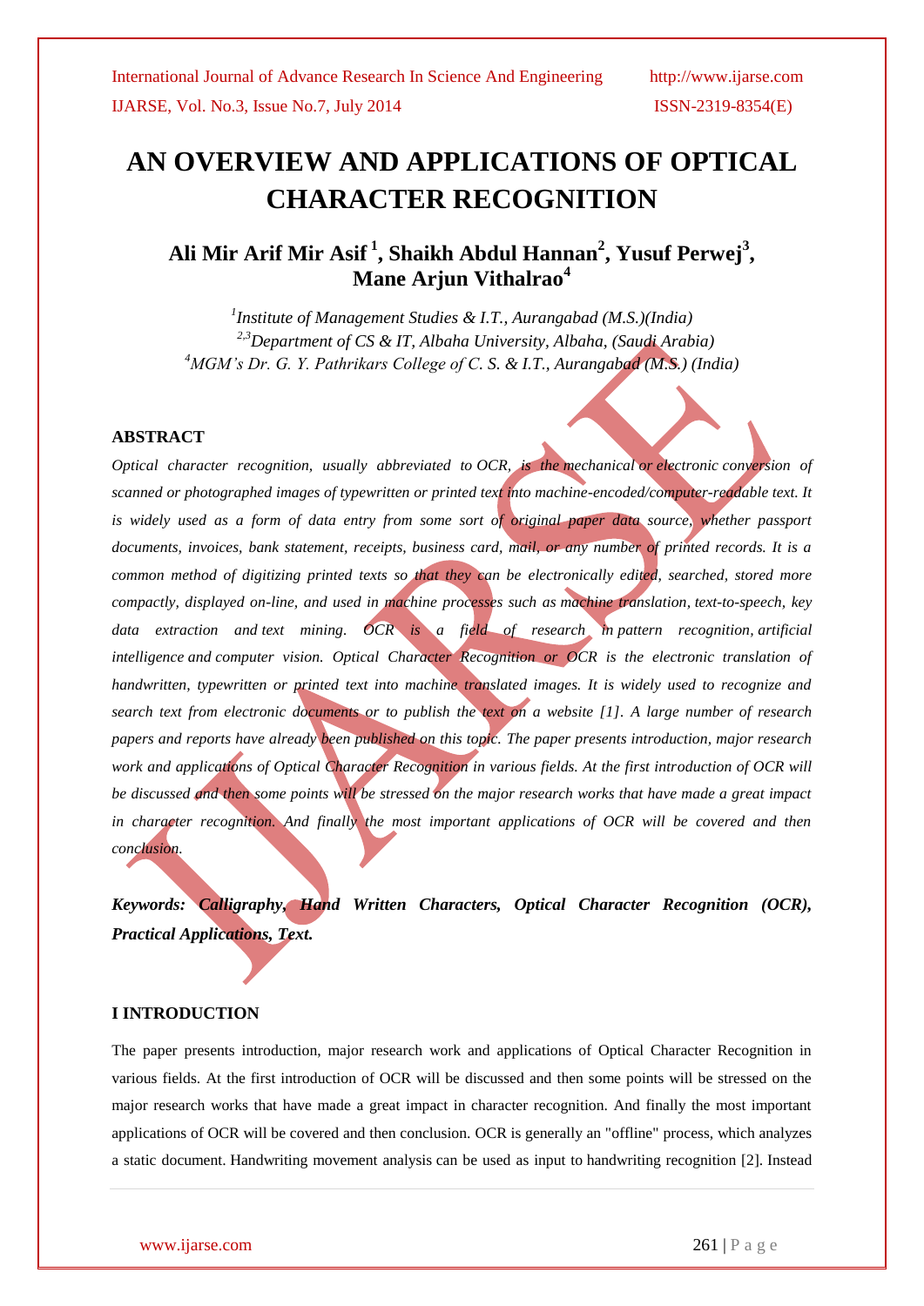# AN OVERVIEW AND APPLICATIONS OF OPTICAL CHARACTER RECOGNITION

**Ali Mir Arif Mir Asif [1], Shaikh Abdul Hannan[2], Yusuf Perwej[3], Mane Arjun Vithalrao[4]**

*[1]Institute of Management Studies & I.T., Aurangabad (M.S.)(India)*
*[2,3]Department of CS & IT, Albaha University, Albaha, (Saudi Arabia)*
*[4]MGM's Dr. G. Y. Pathrikars College of C. S. & I.T., Aurangabad (M.S.) (India)*

## ABSTRACT

*Optical character recognition, usually abbreviated to OCR, is the mechanical or electronic conversion of scanned or photographed images of typewritten or printed text into machine-encoded/computer-readable text. It is widely used as a form of data entry from some sort of original paper data source, whether passport documents, invoices, bank statement, receipts, business card, mail, or any number of printed records. It is a common method of digitizing printed texts so that they can be electronically edited, searched, stored more compactly, displayed on-line, and used in machine processes such as machine translation, text-to-speech, key data extraction and text mining. OCR is a field of research in pattern recognition, artificial intelligence and computer vision. Optical Character Recognition or OCR is the electronic translation of handwritten, typewritten or printed text into machine translated images. It is widely used to recognize and search text from electronic documents or to publish the text on a website [1]. A large number of research papers and reports have already been published on this topic. The paper presents introduction, major research work and applications of Optical Character Recognition in various fields. At the first introduction of OCR will be discussed and then some points will be stressed on the major research works that have made a great impact in character recognition. And finally the most important applications of OCR will be covered and then conclusion.*

***Keywords: Calligraphy, Hand Written Characters, Optical Character Recognition (OCR), Practical Applications, Text.***

## I INTRODUCTION

The paper presents introduction, major research work and applications of Optical Character Recognition in various fields. At the first introduction of OCR will be discussed and then some points will be stressed on the major research works that have made a great impact in character recognition. And finally the most important applications of OCR will be covered and then conclusion. OCR is generally an "offline" process, which analyzes a static document. Handwriting movement analysis can be used as input to handwriting recognition [2]. Instead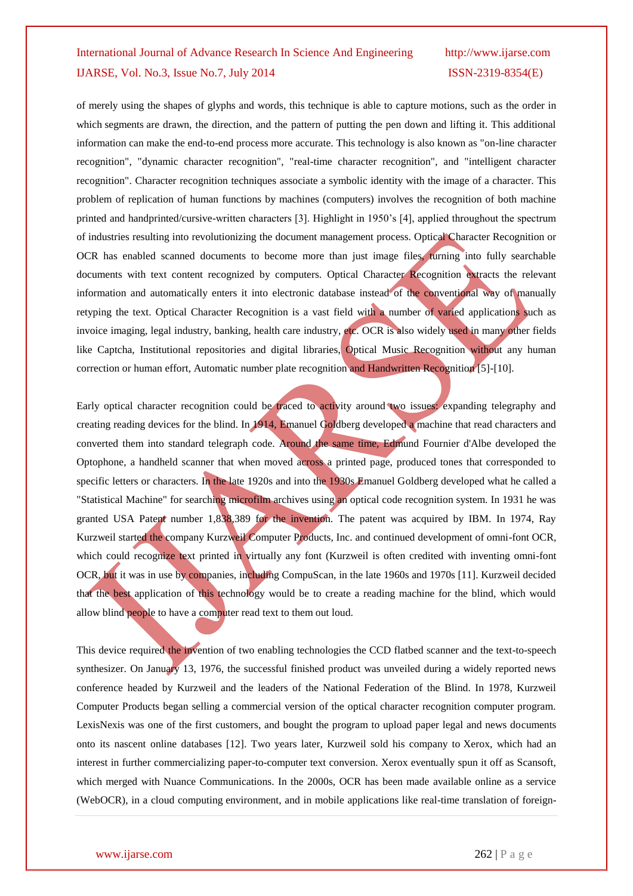of merely using the shapes of glyphs and words, this technique is able to capture motions, such as the order in which segments are drawn, the direction, and the pattern of putting the pen down and lifting it. This additional information can make the end-to-end process more accurate. This technology is also known as "on-line character recognition", "dynamic character recognition", "real-time character recognition", and "intelligent character recognition". Character recognition techniques associate a symbolic identity with the image of a character. This problem of replication of human functions by machines (computers) involves the recognition of both machine printed and handprinted/cursive-written characters [3]. Highlight in 1950's [4], applied throughout the spectrum of industries resulting into revolutionizing the document management process. Optical Character Recognition or OCR has enabled scanned documents to become more than just image files, turning into fully searchable documents with text content recognized by computers. Optical Character Recognition extracts the relevant information and automatically enters it into electronic database instead of the conventional way of manually retyping the text. Optical Character Recognition is a vast field with a number of varied applications such as invoice imaging, legal industry, banking, health care industry, etc. OCR is also widely used in many other fields like Captcha, Institutional repositories and digital libraries, Optical Music Recognition without any human correction or human effort, Automatic number plate recognition and Handwritten Recognition [5]-[10].

Early optical character recognition could be traced to activity around two issues: expanding telegraphy and creating reading devices for the blind. In 1914, Emanuel Goldberg developed a machine that read characters and converted them into standard telegraph code. Around the same time, Edmund Fournier d'Albe developed the Optophone, a handheld scanner that when moved across a printed page, produced tones that corresponded to specific letters or characters. In the late 1920s and into the 1930s Emanuel Goldberg developed what he called a "Statistical Machine" for searching microfilm archives using an optical code recognition system. In 1931 he was granted USA Patent number 1,838,389 for the invention. The patent was acquired by IBM. In 1974, Ray Kurzweil started the company Kurzweil Computer Products, Inc. and continued development of omni-font OCR, which could recognize text printed in virtually any font (Kurzweil is often credited with inventing omni-font OCR, but it was in use by companies, including CompuScan, in the late 1960s and 1970s [11]. Kurzweil decided that the best application of this technology would be to create a reading machine for the blind, which would allow blind people to have a computer read text to them out loud.

This device required the invention of two enabling technologies the CCD flatbed scanner and the text-to-speech synthesizer. On January 13, 1976, the successful finished product was unveiled during a widely reported news conference headed by Kurzweil and the leaders of the National Federation of the Blind. In 1978, Kurzweil Computer Products began selling a commercial version of the optical character recognition computer program. LexisNexis was one of the first customers, and bought the program to upload paper legal and news documents onto its nascent online databases [12]. Two years later, Kurzweil sold his company to Xerox, which had an interest in further commercializing paper-to-computer text conversion. Xerox eventually spun it off as Scansoft, which merged with Nuance Communications. In the 2000s, OCR has been made available online as a service (WebOCR), in a cloud computing environment, and in mobile applications like real-time translation of foreign-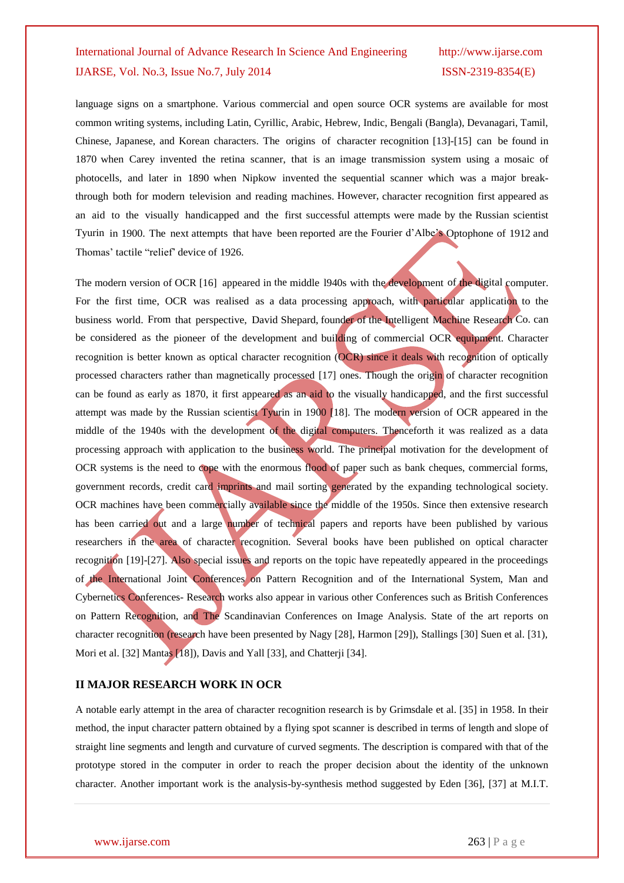language signs on a smartphone. Various commercial and open source OCR systems are available for most common writing systems, including Latin, Cyrillic, Arabic, Hebrew, Indic, Bengali (Bangla), Devanagari, Tamil, Chinese, Japanese, and Korean characters. The origins of character recognition [13]-[15] can be found in 1870 when Carey invented the retina scanner, that is an image transmission system using a mosaic of photocells, and later in 1890 when Nipkow invented the sequential scanner which was a major break-through both for modern television and reading machines. However, character recognition first appeared as an aid to the visually handicapped and the first successful attempts were made by the Russian scientist Tyurin in 1900. The next attempts that have been reported are the Fourier d'Albe's Optophone of 1912 and Thomas' tactile "relief" device of 1926.

The modern version of OCR [16] appeared in the middle l940s with the development of the digital computer. For the first time, OCR was realised as a data processing approach, with particular application to the business world. From that perspective, David Shepard, founder of the Intelligent Machine Research Co. can be considered as the pioneer of the development and building of commercial OCR equipment. Character recognition is better known as optical character recognition (OCR) since it deals with recognition of optically processed characters rather than magnetically processed [17] ones. Though the origin of character recognition can be found as early as 1870, it first appeared as an aid to the visually handicapped, and the first successful attempt was made by the Russian scientist Tyurin in 1900 [18]. The modern version of OCR appeared in the middle of the 1940s with the development of the digital computers. Thenceforth it was realized as a data processing approach with application to the business world. The principal motivation for the development of OCR systems is the need to cope with the enormous flood of paper such as bank cheques, commercial forms, government records, credit card imprints and mail sorting generated by the expanding technological society. OCR machines have been commercially available since the middle of the 1950s. Since then extensive research has been carried out and a large number of technical papers and reports have been published by various researchers in the area of character recognition. Several books have been published on optical character recognition [19]-[27]. Also special issues and reports on the topic have repeatedly appeared in the proceedings of the International Joint Conferences on Pattern Recognition and of the International System, Man and Cybernetics Conferences- Research works also appear in various other Conferences such as British Conferences on Pattern Recognition, and The Scandinavian Conferences on Image Analysis. State of the art reports on character recognition (research have been presented by Nagy [28], Harmon [29]), Stallings [30] Suen et al. [31], Mori et al. [32] Mantas [18]), Davis and Yall [33], and Chatterji [34].

## II MAJOR RESEARCH WORK IN OCR

A notable early attempt in the area of character recognition research is by Grimsdale et al. [35] in 1958. In their method, the input character pattern obtained by a flying spot scanner is described in terms of length and slope of straight line segments and length and curvature of curved segments. The description is compared with that of the prototype stored in the computer in order to reach the proper decision about the identity of the unknown character. Another important work is the analysis-by-synthesis method suggested by Eden [36], [37] at M.I.T.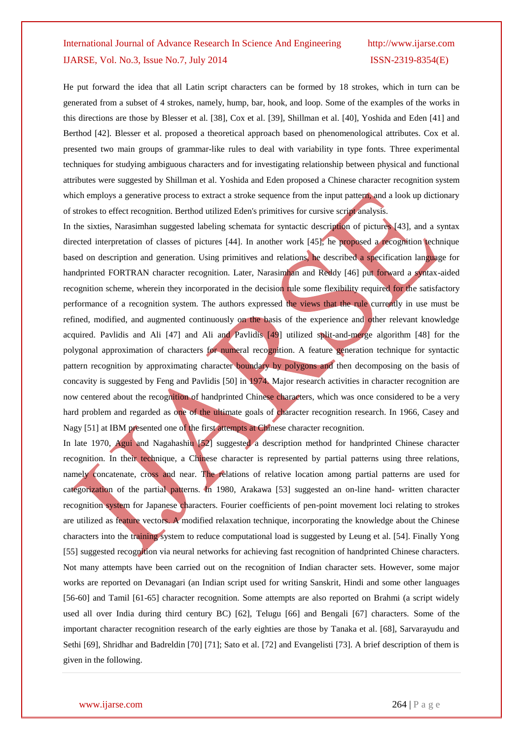He put forward the idea that all Latin script characters can be formed by 18 strokes, which in turn can be generated from a subset of 4 strokes, namely, hump, bar, hook, and loop. Some of the examples of the works in this directions are those by Blesser et al. [38], Cox et al. [39], Shillman et al. [40], Yoshida and Eden [41] and Berthod [42]. Blesser et al. proposed a theoretical approach based on phenomenological attributes. Cox et al. presented two main groups of grammar-like rules to deal with variability in type fonts. Three experimental techniques for studying ambiguous characters and for investigating relationship between physical and functional attributes were suggested by Shillman et al. Yoshida and Eden proposed a Chinese character recognition system which employs a generative process to extract a stroke sequence from the input pattern, and a look up dictionary of strokes to effect recognition. Berthod utilized Eden's primitives for cursive script analysis.

In the sixties, Narasimhan suggested labeling schemata for syntactic description of pictures [43], and a syntax directed interpretation of classes of pictures [44]. In another work [45], he proposed a recognition technique based on description and generation. Using primitives and relations, he described a specification language for handprinted FORTRAN character recognition. Later, Narasimhan and Reddy [46] put forward a syntax-aided recognition scheme, wherein they incorporated in the decision rule some flexibility required for the satisfactory performance of a recognition system. The authors expressed the views that the rule currently in use must be refined, modified, and augmented continuously on the basis of the experience and other relevant knowledge acquired. Pavlidis and Ali [47] and Ali and Pavlidis [49] utilized split-and-merge algorithm [48] for the polygonal approximation of characters for numeral recognition. A feature generation technique for syntactic pattern recognition by approximating character boundary by polygons and then decomposing on the basis of concavity is suggested by Feng and Pavlidis [50] in 1974. Major research activities in character recognition are now centered about the recognition of handprinted Chinese characters, which was once considered to be a very hard problem and regarded as one of the ultimate goals of character recognition research. In 1966, Casey and Nagy [51] at IBM presented one of the first attempts at Chinese character recognition.

In late 1970, Agui and Nagahashiu [52] suggested a description method for handprinted Chinese character recognition. In their technique, a Chinese character is represented by partial patterns using three relations, namely concatenate, cross and near. The relations of relative location among partial patterns are used for categorization of the partial patterns. In 1980, Arakawa [53] suggested an on-line hand- written character recognition system for Japanese characters. Fourier coefficients of pen-point movement loci relating to strokes are utilized as feature vectors. A modified relaxation technique, incorporating the knowledge about the Chinese characters into the training system to reduce computational load is suggested by Leung et al. [54]. Finally Yong [55] suggested recognition via neural networks for achieving fast recognition of handprinted Chinese characters. Not many attempts have been carried out on the recognition of Indian character sets. However, some major works are reported on Devanagari (an Indian script used for writing Sanskrit, Hindi and some other languages [56-60] and Tamil [61-65] character recognition. Some attempts are also reported on Brahmi (a script widely used all over India during third century BC) [62], Telugu [66] and Bengali [67] characters. Some of the important character recognition research of the early eighties are those by Tanaka et al. [68], Sarvarayudu and Sethi [69], Shridhar and Badreldin [70] [71]; Sato et al. [72] and Evangelisti [73]. A brief description of them is given in the following.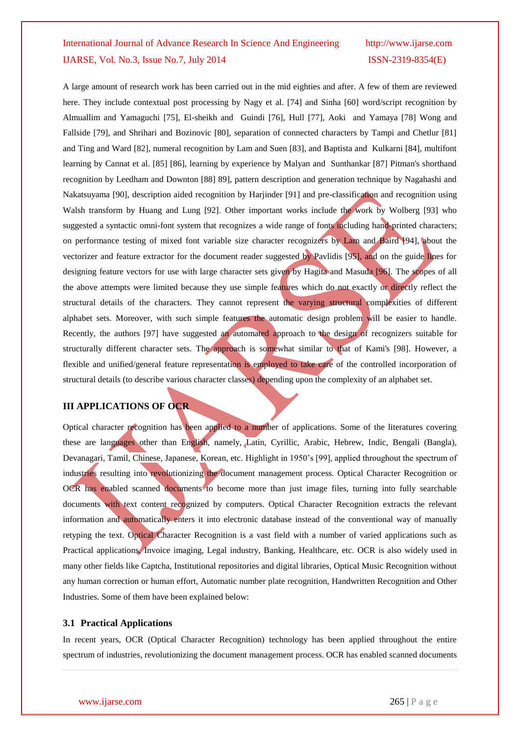A large amount of research work has been carried out in the mid eighties and after. A few of them are reviewed here. They include contextual post processing by Nagy et al. [74] and Sinha [60] word/script recognition by Almuallim and Yamaguchi [75], El-sheikh and Guindi [76], Hull [77], Aoki and Yamaya [78] Wong and Fallside [79], and Shrihari and Bozinovic [80], separation of connected characters by Tampi and Chetlur [81] and Ting and Ward [82], numeral recognition by Lam and Suen [83], and Baptista and Kulkarni [84], multifont learning by Cannat et al. [85] [86], learning by experience by Malyan and Sunthankar [87] Pitman's shorthand recognition by Leedham and Downton [88] 89], pattern description and generation technique by Nagahashi and Nakatsuyama [90], description aided recognition by Harjinder [91] and pre-classification and recognition using Walsh transform by Huang and Lung [92]. Other important works include the work by Wolberg [93] who suggested a syntactic omni-font system that recognizes a wide range of fonts including hand-printed characters; on performance testing of mixed font variable size character recognizers by Lam and Baird [94], about the vectorizer and feature extractor for the document reader suggested by Pavlidis [95], and on the guide lines for designing feature vectors for use with large character sets given by Hagita and Masuda [96]. The scopes of all the above attempts were limited because they use simple features which do not exactly or directly reflect the structural details of the characters. They cannot represent the varying structural complexities of different alphabet sets. Moreover, with such simple features the automatic design problem will be easier to handle. Recently, the authors [97] have suggested an automated approach to the design of recognizers suitable for structurally different character sets. The approach is somewhat similar to that of Kami's [98]. However, a flexible and unified/general feature representation is employed to take care of the controlled incorporation of structural details (to describe various character classes) depending upon the complexity of an alphabet set.

## III APPLICATIONS OF OCR

Optical character recognition has been applied to a number of applications. Some of the literatures covering these are languages other than English, namely, Latin, Cyrillic, Arabic, Hebrew, Indic, Bengali (Bangla), Devanagari, Tamil, Chinese, Japanese, Korean, etc. Highlight in 1950's [99], applied throughout the spectrum of industries resulting into revolutionizing the document management process. Optical Character Recognition or OCR has enabled scanned documents to become more than just image files, turning into fully searchable documents with text content recognized by computers. Optical Character Recognition extracts the relevant information and automatically enters it into electronic database instead of the conventional way of manually retyping the text. Optical Character Recognition is a vast field with a number of varied applications such as Practical applications, Invoice imaging, Legal industry, Banking, Healthcare, etc. OCR is also widely used in many other fields like Captcha, Institutional repositories and digital libraries, Optical Music Recognition without any human correction or human effort, Automatic number plate recognition, Handwritten Recognition and Other Industries. Some of them have been explained below:

### 3.1 Practical Applications

In recent years, OCR (Optical Character Recognition) technology has been applied throughout the entire spectrum of industries, revolutionizing the document management process. OCR has enabled scanned documents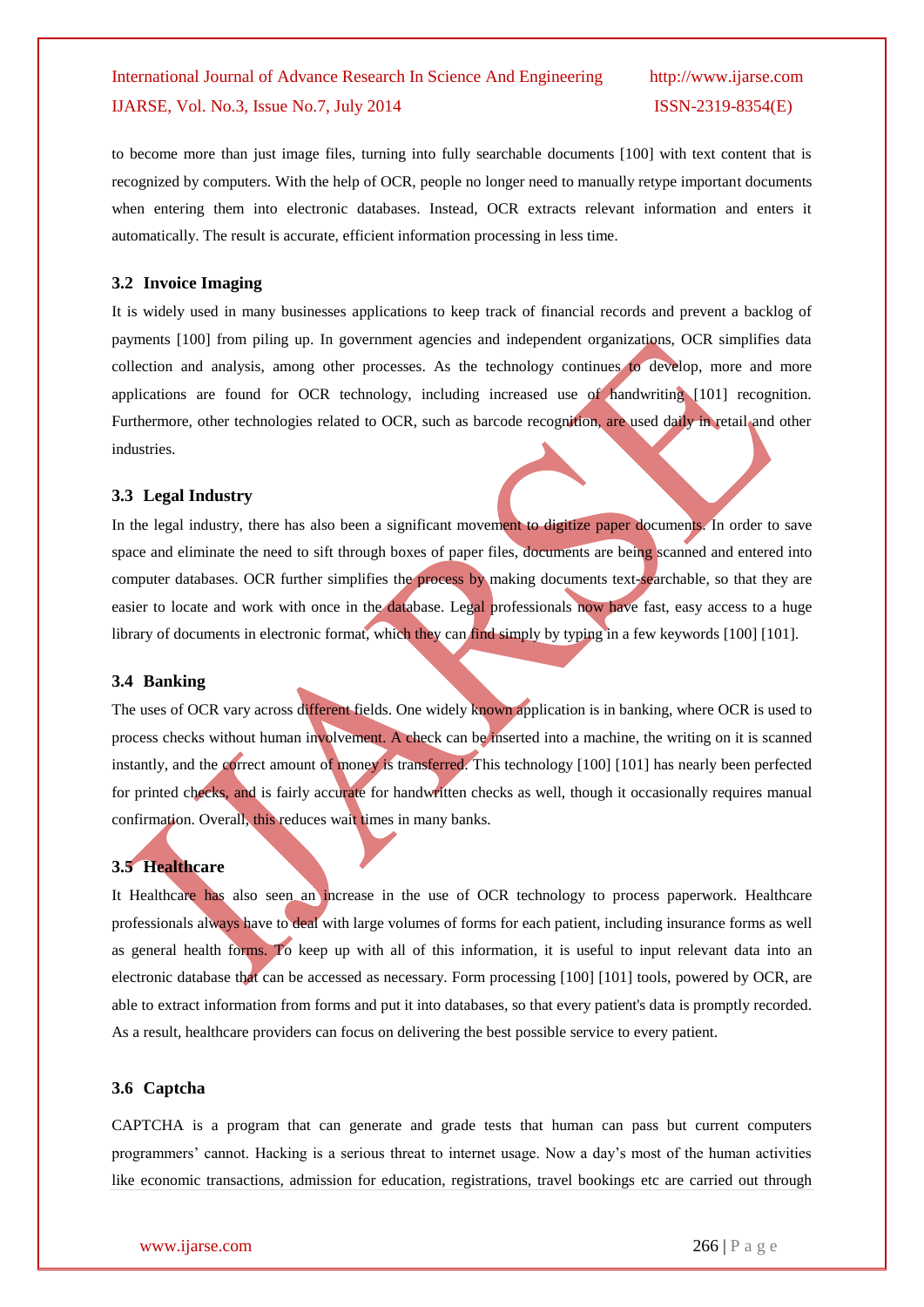to become more than just image files, turning into fully searchable documents [100] with text content that is recognized by computers. With the help of OCR, people no longer need to manually retype important documents when entering them into electronic databases. Instead, OCR extracts relevant information and enters it automatically. The result is accurate, efficient information processing in less time.

### 3.2 Invoice Imaging

It is widely used in many businesses applications to keep track of financial records and prevent a backlog of payments [100] from piling up. In government agencies and independent organizations, OCR simplifies data collection and analysis, among other processes. As the technology continues to develop, more and more applications are found for OCR technology, including increased use of handwriting [101] recognition. Furthermore, other technologies related to OCR, such as barcode recognition, are used daily in retail and other industries.

### 3.3 Legal Industry

In the legal industry, there has also been a significant movement to digitize paper documents. In order to save space and eliminate the need to sift through boxes of paper files, documents are being scanned and entered into computer databases. OCR further simplifies the process by making documents text-searchable, so that they are easier to locate and work with once in the database. Legal professionals now have fast, easy access to a huge library of documents in electronic format, which they can find simply by typing in a few keywords [100] [101].

### 3.4 Banking

The uses of OCR vary across different fields. One widely known application is in banking, where OCR is used to process checks without human involvement. A check can be inserted into a machine, the writing on it is scanned instantly, and the correct amount of money is transferred. This technology [100] [101] has nearly been perfected for printed checks, and is fairly accurate for handwritten checks as well, though it occasionally requires manual confirmation. Overall, this reduces wait times in many banks.

### 3.5 Healthcare

It Healthcare has also seen an increase in the use of OCR technology to process paperwork. Healthcare professionals always have to deal with large volumes of forms for each patient, including insurance forms as well as general health forms. To keep up with all of this information, it is useful to input relevant data into an electronic database that can be accessed as necessary. Form processing [100] [101] tools, powered by OCR, are able to extract information from forms and put it into databases, so that every patient's data is promptly recorded. As a result, healthcare providers can focus on delivering the best possible service to every patient.

### 3.6 Captcha

CAPTCHA is a program that can generate and grade tests that human can pass but current computers programmers' cannot. Hacking is a serious threat to internet usage. Now a day's most of the human activities like economic transactions, admission for education, registrations, travel bookings etc are carried out through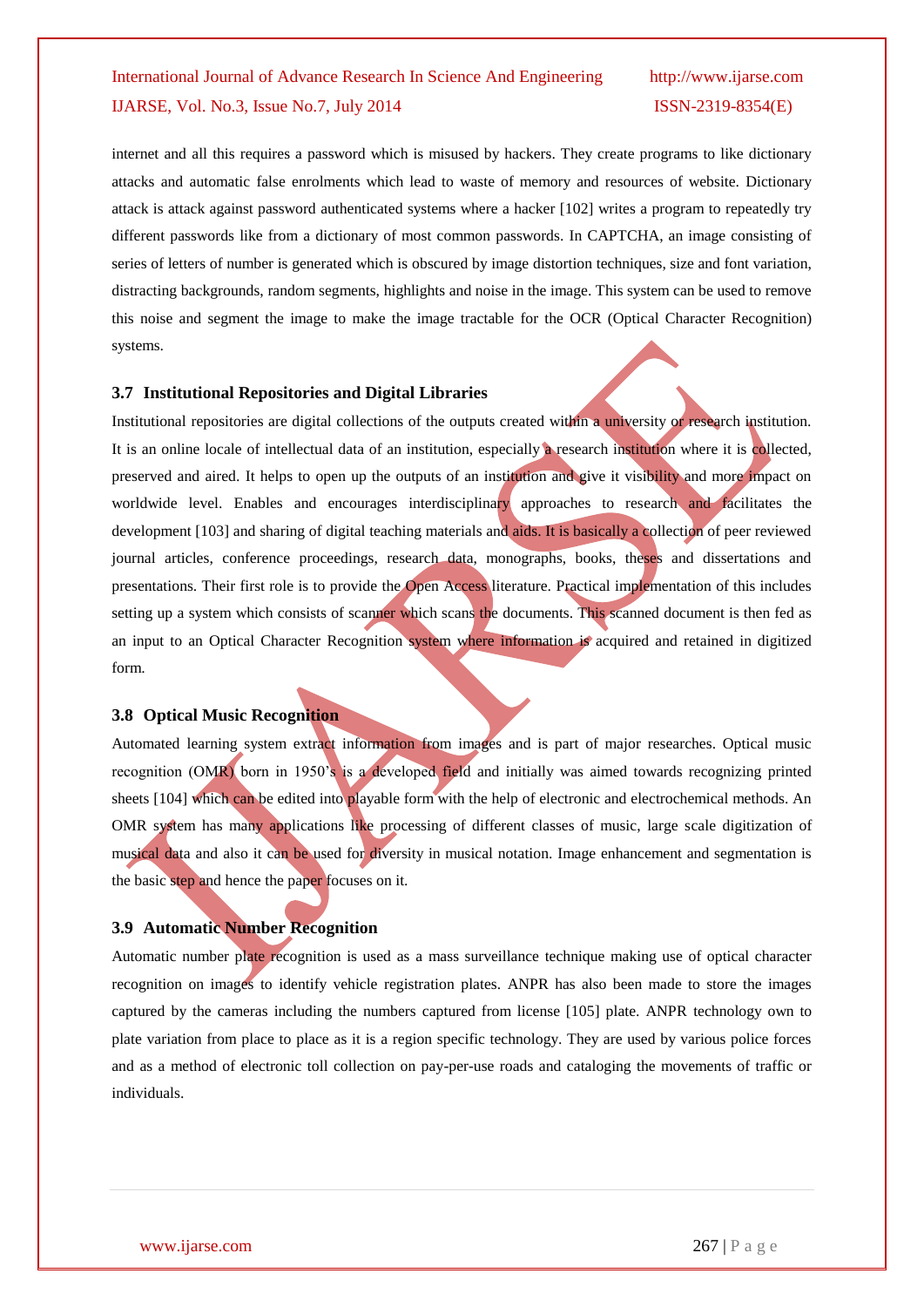internet and all this requires a password which is misused by hackers. They create programs to like dictionary attacks and automatic false enrolments which lead to waste of memory and resources of website. Dictionary attack is attack against password authenticated systems where a hacker [102] writes a program to repeatedly try different passwords like from a dictionary of most common passwords. In CAPTCHA, an image consisting of series of letters of number is generated which is obscured by image distortion techniques, size and font variation, distracting backgrounds, random segments, highlights and noise in the image. This system can be used to remove this noise and segment the image to make the image tractable for the OCR (Optical Character Recognition) systems.

### 3.7 Institutional Repositories and Digital Libraries

Institutional repositories are digital collections of the outputs created within a university or research institution. It is an online locale of intellectual data of an institution, especially a research institution where it is collected, preserved and aired. It helps to open up the outputs of an institution and give it visibility and more impact on worldwide level. Enables and encourages interdisciplinary approaches to research and facilitates the development [103] and sharing of digital teaching materials and aids. It is basically a collection of peer reviewed journal articles, conference proceedings, research data, monographs, books, theses and dissertations and presentations. Their first role is to provide the Open Access literature. Practical implementation of this includes setting up a system which consists of scanner which scans the documents. This scanned document is then fed as an input to an Optical Character Recognition system where information is acquired and retained in digitized form.

### 3.8 Optical Music Recognition

Automated learning system extract information from images and is part of major researches. Optical music recognition (OMR) born in 1950's is a developed field and initially was aimed towards recognizing printed sheets [104] which can be edited into playable form with the help of electronic and electrochemical methods. An OMR system has many applications like processing of different classes of music, large scale digitization of musical data and also it can be used for diversity in musical notation. Image enhancement and segmentation is the basic step and hence the paper focuses on it.

### 3.9 Automatic Number Recognition

Automatic number plate recognition is used as a mass surveillance technique making use of optical character recognition on images to identify vehicle registration plates. ANPR has also been made to store the images captured by the cameras including the numbers captured from license [105] plate. ANPR technology own to plate variation from place to place as it is a region specific technology. They are used by various police forces and as a method of electronic toll collection on pay-per-use roads and cataloging the movements of traffic or individuals.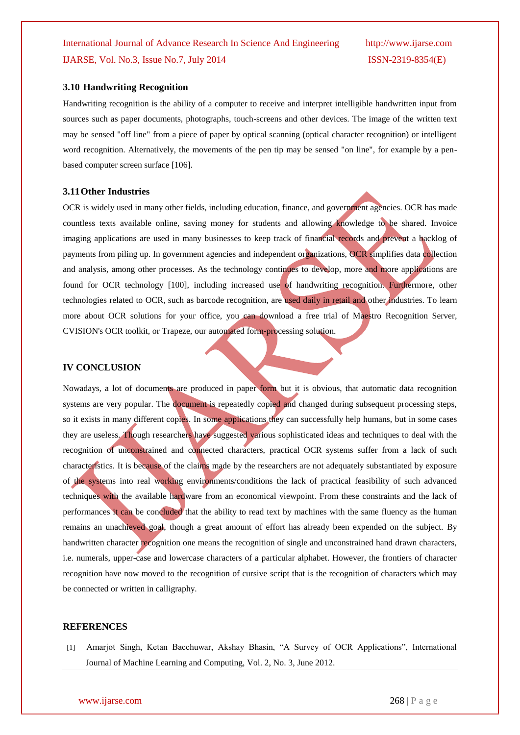### 3.10 Handwriting Recognition

Handwriting recognition is the ability of a computer to receive and interpret intelligible handwritten input from sources such as paper documents, photographs, touch-screens and other devices. The image of the written text may be sensed "off line" from a piece of paper by optical scanning (optical character recognition) or intelligent word recognition. Alternatively, the movements of the pen tip may be sensed "on line", for example by a pen-based computer screen surface [106].

### 3.11 Other Industries

OCR is widely used in many other fields, including education, finance, and government agencies. OCR has made countless texts available online, saving money for students and allowing knowledge to be shared. Invoice imaging applications are used in many businesses to keep track of financial records and prevent a backlog of payments from piling up. In government agencies and independent organizations, OCR simplifies data collection and analysis, among other processes. As the technology continues to develop, more and more applications are found for OCR technology [100], including increased use of handwriting recognition. Furthermore, other technologies related to OCR, such as barcode recognition, are used daily in retail and other industries. To learn more about OCR solutions for your office, you can download a free trial of Maestro Recognition Server, CVISION's OCR toolkit, or Trapeze, our automated form-processing solution.

## IV CONCLUSION

Nowadays, a lot of documents are produced in paper form but it is obvious, that automatic data recognition systems are very popular. The document is repeatedly copied and changed during subsequent processing steps, so it exists in many different copies. In some applications they can successfully help humans, but in some cases they are useless. Though researchers have suggested various sophisticated ideas and techniques to deal with the recognition of unconstrained and connected characters, practical OCR systems suffer from a lack of such characteristics. It is because of the claims made by the researchers are not adequately substantiated by exposure of the systems into real working environments/conditions the lack of practical feasibility of such advanced techniques with the available hardware from an economical viewpoint. From these constraints and the lack of performances it can be concluded that the ability to read text by machines with the same fluency as the human remains an unachieved goal, though a great amount of effort has already been expended on the subject. By handwritten character recognition one means the recognition of single and unconstrained hand drawn characters, i.e. numerals, upper-case and lowercase characters of a particular alphabet. However, the frontiers of character recognition have now moved to the recognition of cursive script that is the recognition of characters which may be connected or written in calligraphy.

## REFERENCES

[1] Amarjot Singh, Ketan Bacchuwar, Akshay Bhasin, "A Survey of OCR Applications", International Journal of Machine Learning and Computing, Vol. 2, No. 3, June 2012.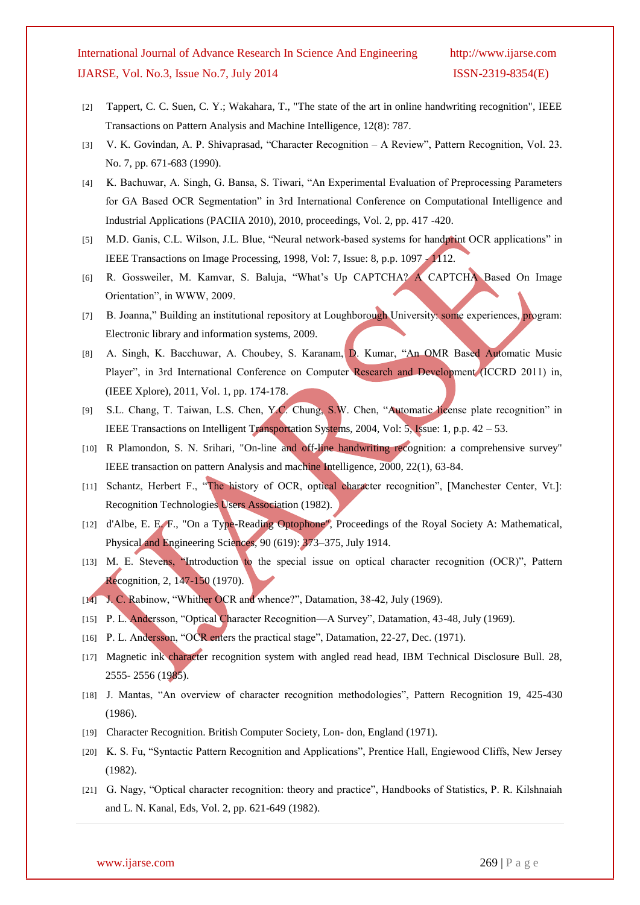[2] Tappert, C. C. Suen, C. Y.; Wakahara, T., "The state of the art in online handwriting recognition", IEEE Transactions on Pattern Analysis and Machine Intelligence, 12(8): 787.

[3] V. K. Govindan, A. P. Shivaprasad, “Character Recognition – A Review”, Pattern Recognition, Vol. 23. No. 7, pp. 671-683 (1990).

[4] K. Bachuwar, A. Singh, G. Bansa, S. Tiwari, “An Experimental Evaluation of Preprocessing Parameters for GA Based OCR Segmentation” in 3rd International Conference on Computational Intelligence and Industrial Applications (PACIIA 2010), 2010, proceedings, Vol. 2, pp. 417 -420.

[5] M.D. Ganis, C.L. Wilson, J.L. Blue, “Neural network-based systems for handprint OCR applications” in IEEE Transactions on Image Processing, 1998, Vol: 7, Issue: 8, p.p. 1097 - 1112.

[6] R. Gossweiler, M. Kamvar, S. Baluja, “What’s Up CAPTCHA? A CAPTCHA Based On Image Orientation”, in WWW, 2009.

[7] B. Joanna,” Building an institutional repository at Loughborough University: some experiences, program: Electronic library and information systems, 2009.

[8] A. Singh, K. Bacchuwar, A. Choubey, S. Karanam, D. Kumar, “An OMR Based Automatic Music Player”, in 3rd International Conference on Computer Research and Development (ICCRD 2011) in, (IEEE Xplore), 2011, Vol. 1, pp. 174-178.

[9] S.L. Chang, T. Taiwan, L.S. Chen, Y.C. Chung, S.W. Chen, “Automatic license plate recognition” in IEEE Transactions on Intelligent Transportation Systems, 2004, Vol: 5, Issue: 1, p.p. 42 – 53.

[10] R Plamondon, S. N. Srihari, "On-line and off-line handwriting recognition: a comprehensive survey" IEEE transaction on pattern Analysis and machine Intelligence, 2000, 22(1), 63-84.

[11] Schantz, Herbert F., “The history of OCR, optical character recognition”, [Manchester Center, Vt.]: Recognition Technologies Users Association (1982).

[12] d'Albe, E. E. F., "On a Type-Reading Optophone", Proceedings of the Royal Society A: Mathematical, Physical and Engineering Sciences, 90 (619): 373–375, July 1914.

[13] M. E. Stevens, “Introduction to the special issue on optical character recognition (OCR)”, Pattern Recognition, 2, 147-150 (1970).

[14] J. C. Rabinow, “Whither OCR and whence?”, Datamation, 38-42, July (1969).

[15] P. L. Andersson, “Optical Character Recognition—A Survey”, Datamation, 43-48, July (1969).

[16] P. L. Andersson, “OCR enters the practical stage”, Datamation, 22-27, Dec. (1971).

[17] Magnetic ink character recognition system with angled read head, IBM Technical Disclosure Bull. 28, 2555- 2556 (1985).

[18] J. Mantas, “An overview of character recognition methodologies”, Pattern Recognition 19, 425-430 (1986).

[19] Character Recognition. British Computer Society, Lon- don, England (1971).

[20] K. S. Fu, “Syntactic Pattern Recognition and Applications”, Prentice Hall, Engiewood Cliffs, New Jersey (1982).

[21] G. Nagy, “Optical character recognition: theory and practice”, Handbooks of Statistics, P. R. Kilshnaiah and L. N. Kanal, Eds, Vol. 2, pp. 621-649 (1982).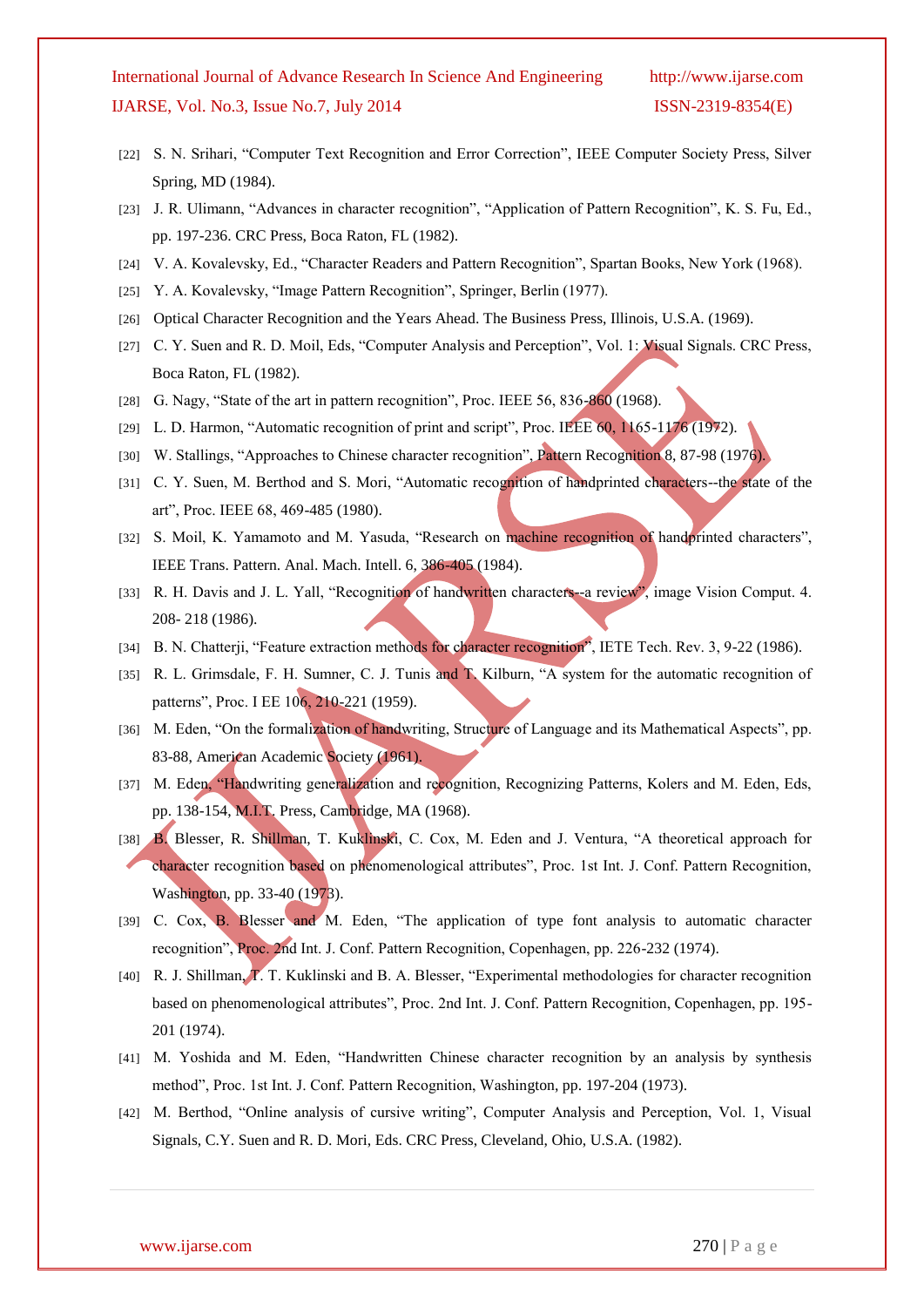[22] S. N. Srihari, "Computer Text Recognition and Error Correction", IEEE Computer Society Press, Silver Spring, MD (1984).

[23] J. R. Ulimann, "Advances in character recognition", "Application of Pattern Recognition", K. S. Fu, Ed., pp. 197-236. CRC Press, Boca Raton, FL (1982).

[24] V. A. Kovalevsky, Ed., "Character Readers and Pattern Recognition", Spartan Books, New York (1968).

[25] Y. A. Kovalevsky, "Image Pattern Recognition", Springer, Berlin (1977).

[26] Optical Character Recognition and the Years Ahead. The Business Press, Illinois, U.S.A. (1969).

[27] C. Y. Suen and R. D. Moil, Eds, "Computer Analysis and Perception", Vol. 1: Visual Signals. CRC Press, Boca Raton, FL (1982).

[28] G. Nagy, "State of the art in pattern recognition", Proc. IEEE 56, 836-860 (1968).

[29] L. D. Harmon, "Automatic recognition of print and script", Proc. IEEE 60, 1165-1176 (1972).

[30] W. Stallings, "Approaches to Chinese character recognition", Pattern Recognition 8, 87-98 (1976).

[31] C. Y. Suen, M. Berthod and S. Mori, "Automatic recognition of handprinted characters--the state of the art", Proc. IEEE 68, 469-485 (1980).

[32] S. Moil, K. Yamamoto and M. Yasuda, "Research on machine recognition of handprinted characters", IEEE Trans. Pattern. Anal. Mach. Intell. 6, 386-405 (1984).

[33] R. H. Davis and J. L. Yall, "Recognition of handwritten characters--a review", image Vision Comput. 4. 208- 218 (1986).

[34] B. N. Chatterji, "Feature extraction methods for character recognition", IETE Tech. Rev. 3, 9-22 (1986).

[35] R. L. Grimsdale, F. H. Sumner, C. J. Tunis and T. Kilburn, "A system for the automatic recognition of patterns", Proc. I EE 106, 210-221 (1959).

[36] M. Eden, "On the formalization of handwriting, Structure of Language and its Mathematical Aspects", pp. 83-88, American Academic Society (1961).

[37] M. Eden, "Handwriting generalization and recognition, Recognizing Patterns, Kolers and M. Eden, Eds, pp. 138-154, M.I.T. Press, Cambridge, MA (1968).

[38] B. Blesser, R. Shillman, T. Kuklinski, C. Cox, M. Eden and J. Ventura, "A theoretical approach for character recognition based on phenomenological attributes", Proc. 1st Int. J. Conf. Pattern Recognition, Washington, pp. 33-40 (1973).

[39] C. Cox, B. Blesser and M. Eden, "The application of type font analysis to automatic character recognition", Proc. 2nd Int. J. Conf. Pattern Recognition, Copenhagen, pp. 226-232 (1974).

[40] R. J. Shillman, T. T. Kuklinski and B. A. Blesser, "Experimental methodologies for character recognition based on phenomenological attributes", Proc. 2nd Int. J. Conf. Pattern Recognition, Copenhagen, pp. 195-201 (1974).

[41] M. Yoshida and M. Eden, "Handwritten Chinese character recognition by an analysis by synthesis method", Proc. 1st Int. J. Conf. Pattern Recognition, Washington, pp. 197-204 (1973).

[42] M. Berthod, "Online analysis of cursive writing", Computer Analysis and Perception, Vol. 1, Visual Signals, C.Y. Suen and R. D. Mori, Eds. CRC Press, Cleveland, Ohio, U.S.A. (1982).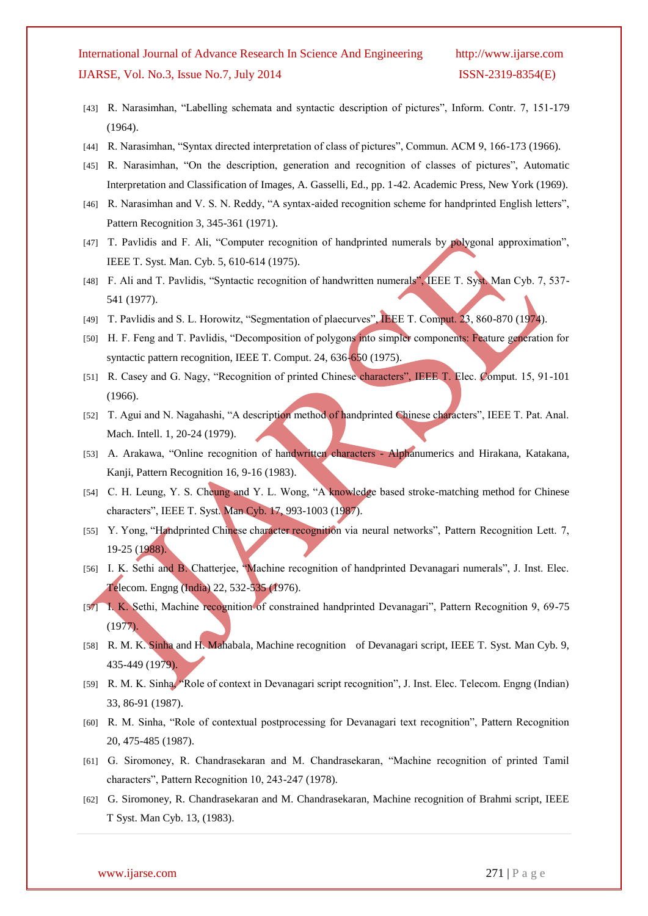[43] R. Narasimhan, "Labelling schemata and syntactic description of pictures", Inform. Contr. 7, 151-179 (1964).

[44] R. Narasimhan, "Syntax directed interpretation of class of pictures", Commun. ACM 9, 166-173 (1966).

[45] R. Narasimhan, "On the description, generation and recognition of classes of pictures", Automatic Interpretation and Classification of Images, A. Gasselli, Ed., pp. 1-42. Academic Press, New York (1969).

[46] R. Narasimhan and V. S. N. Reddy, "A syntax-aided recognition scheme for handprinted English letters", Pattern Recognition 3, 345-361 (1971).

[47] T. Pavlidis and F. Ali, "Computer recognition of handprinted numerals by polygonal approximation", IEEE T. Syst. Man. Cyb. 5, 610-614 (1975).

[48] F. Ali and T. Pavlidis, "Syntactic recognition of handwritten numerals", IEEE T. Syst. Man Cyb. 7, 537-541 (1977).

[49] T. Pavlidis and S. L. Horowitz, "Segmentation of plaecurves", IEEE T. Comput. 23, 860-870 (1974).

[50] H. F. Feng and T. Pavlidis, "Decomposition of polygons into simpler components: Feature generation for syntactic pattern recognition, IEEE T. Comput. 24, 636-650 (1975).

[51] R. Casey and G. Nagy, "Recognition of printed Chinese characters", IEEE T. Elec. Comput. 15, 91-101 (1966).

[52] T. Agui and N. Nagahashi, "A description method of handprinted Chinese characters", IEEE T. Pat. Anal. Mach. Intell. 1, 20-24 (1979).

[53] A. Arakawa, "Online recognition of handwritten characters - Alphanumerics and Hirakana, Katakana, Kanji, Pattern Recognition 16, 9-16 (1983).

[54] C. H. Leung, Y. S. Cheung and Y. L. Wong, "A knowledge based stroke-matching method for Chinese characters", IEEE T. Syst. Man Cyb. 17, 993-1003 (1987).

[55] Y. Yong, "Handprinted Chinese character recognition via neural networks", Pattern Recognition Lett. 7, 19-25 (1988).

[56] I. K. Sethi and B. Chatterjee, "Machine recognition of handprinted Devanagari numerals", J. Inst. Elec. Telecom. Engng (India) 22, 532-535 (1976).

[57] I. K. Sethi, Machine recognition of constrained handprinted Devanagari", Pattern Recognition 9, 69-75 (1977).

[58] R. M. K. Sinha and H. Mahabala, Machine recognition of Devanagari script, IEEE T. Syst. Man Cyb. 9, 435-449 (1979).

[59] R. M. K. Sinha, "Role of context in Devanagari script recognition", J. Inst. Elec. Telecom. Engng (Indian) 33, 86-91 (1987).

[60] R. M. Sinha, "Role of contextual postprocessing for Devanagari text recognition", Pattern Recognition 20, 475-485 (1987).

[61] G. Siromoney, R. Chandrasekaran and M. Chandrasekaran, "Machine recognition of printed Tamil characters", Pattern Recognition 10, 243-247 (1978).

[62] G. Siromoney, R. Chandrasekaran and M. Chandrasekaran, Machine recognition of Brahmi script, IEEE T Syst. Man Cyb. 13, (1983).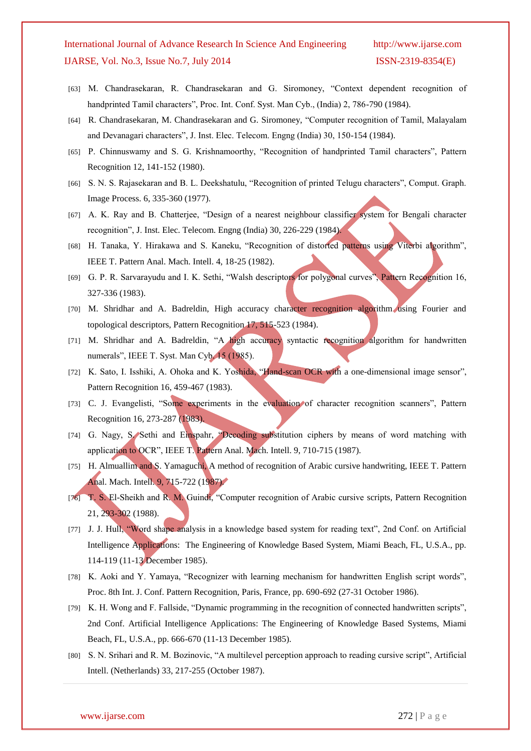[63] M. Chandrasekaran, R. Chandrasekaran and G. Siromoney, "Context dependent recognition of handprinted Tamil characters", Proc. Int. Conf. Syst. Man Cyb., (India) 2, 786-790 (1984).

[64] R. Chandrasekaran, M. Chandrasekaran and G. Siromoney, "Computer recognition of Tamil, Malayalam and Devanagari characters", J. Inst. Elec. Telecom. Engng (India) 30, 150-154 (1984).

[65] P. Chinnuswamy and S. G. Krishnamoorthy, "Recognition of handprinted Tamil characters", Pattern Recognition 12, 141-152 (1980).

[66] S. N. S. Rajasekaran and B. L. Deekshatulu, "Recognition of printed Telugu characters", Comput. Graph. Image Process. 6, 335-360 (1977).

[67] A. K. Ray and B. Chatterjee, "Design of a nearest neighbour classifier system for Bengali character recognition", J. Inst. Elec. Telecom. Engng (India) 30, 226-229 (1984).

[68] H. Tanaka, Y. Hirakawa and S. Kaneku, "Recognition of distorted patterns using Viterbi algorithm", IEEE T. Pattern Anal. Mach. Intell. 4, 18-25 (1982).

[69] G. P. R. Sarvarayudu and I. K. Sethi, "Walsh descriptors for polygonal curves", Pattern Recognition 16, 327-336 (1983).

[70] M. Shridhar and A. Badreldin, High accuracy character recognition algorithm using Fourier and topological descriptors, Pattern Recognition 17, 515-523 (1984).

[71] M. Shridhar and A. Badreldin, "A high accuracy syntactic recognition algorithm for handwritten numerals", IEEE T. Syst. Man Cyb. 15 (1985).

[72] K. Sato, I. Isshiki, A. Ohoka and K. Yoshida, "Hand-scan OCR with a one-dimensional image sensor", Pattern Recognition 16, 459-467 (1983).

[73] C. J. Evangelisti, "Some experiments in the evaluation of character recognition scanners", Pattern Recognition 16, 273-287 (1983).

[74] G. Nagy, S. Sethi and Einspahr, "Decoding substitution ciphers by means of word matching with application to OCR", IEEE T. Pattern Anal. Mach. Intell. 9, 710-715 (1987).

[75] H. Almuallim and S. Yamaguchi, A method of recognition of Arabic cursive handwriting, IEEE T. Pattern Anal. Mach. Intell. 9, 715-722 (1987).

[76] T. S. El-Sheikh and R. M. Guindi, "Computer recognition of Arabic cursive scripts, Pattern Recognition 21, 293-302 (1988).

[77] J. J. Hull, "Word shape analysis in a knowledge based system for reading text", 2nd Conf. on Artificial Intelligence Applications: The Engineering of Knowledge Based System, Miami Beach, FL, U.S.A., pp. 114-119 (11-13 December 1985).

[78] K. Aoki and Y. Yamaya, "Recognizer with learning mechanism for handwritten English script words", Proc. 8th Int. J. Conf. Pattern Recognition, Paris, France, pp. 690-692 (27-31 October 1986).

[79] K. H. Wong and F. Fallside, "Dynamic programming in the recognition of connected handwritten scripts", 2nd Conf. Artificial Intelligence Applications: The Engineering of Knowledge Based Systems, Miami Beach, FL, U.S.A., pp. 666-670 (11-13 December 1985).

[80] S. N. Srihari and R. M. Bozinovic, "A multilevel perception approach to reading cursive script", Artificial Intell. (Netherlands) 33, 217-255 (October 1987).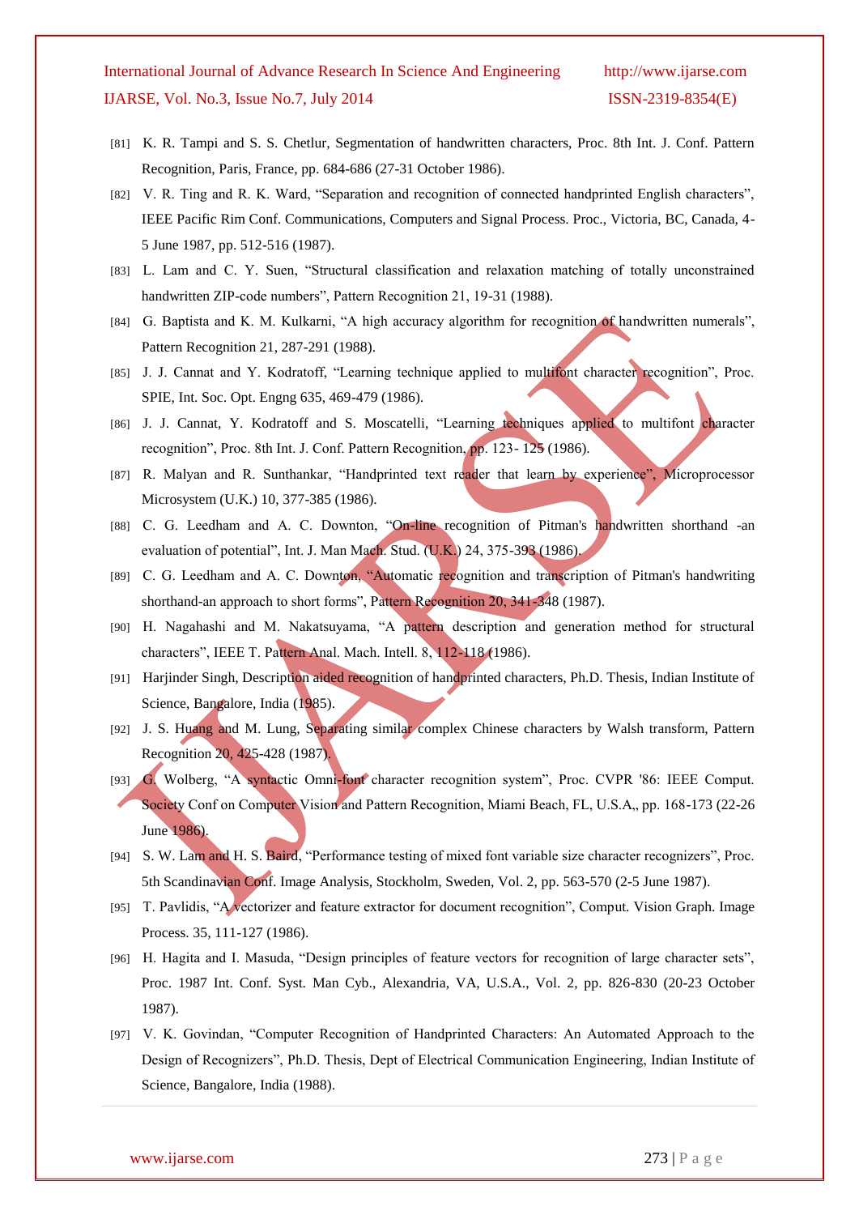[81] K. R. Tampi and S. S. Chetlur, Segmentation of handwritten characters, Proc. 8th Int. J. Conf. Pattern Recognition, Paris, France, pp. 684-686 (27-31 October 1986).

[82] V. R. Ting and R. K. Ward, "Separation and recognition of connected handprinted English characters", IEEE Pacific Rim Conf. Communications, Computers and Signal Process. Proc., Victoria, BC, Canada, 4-5 June 1987, pp. 512-516 (1987).

[83] L. Lam and C. Y. Suen, "Structural classification and relaxation matching of totally unconstrained handwritten ZIP-code numbers", Pattern Recognition 21, 19-31 (1988).

[84] G. Baptista and K. M. Kulkarni, "A high accuracy algorithm for recognition of handwritten numerals", Pattern Recognition 21, 287-291 (1988).

[85] J. J. Cannat and Y. Kodratoff, "Learning technique applied to multifont character recognition", Proc. SPIE, Int. Soc. Opt. Engng 635, 469-479 (1986).

[86] J. J. Cannat, Y. Kodratoff and S. Moscatelli, "Learning techniques applied to multifont character recognition", Proc. 8th Int. J. Conf. Pattern Recognition, pp. 123- 125 (1986).

[87] R. Malyan and R. Sunthankar, "Handprinted text reader that learn by experience", Microprocessor Microsystem (U.K.) 10, 377-385 (1986).

[88] C. G. Leedham and A. C. Downton, "On-line recognition of Pitman's handwritten shorthand -an evaluation of potential", Int. J. Man Mach. Stud. (U.K.) 24, 375-393 (1986).

[89] C. G. Leedham and A. C. Downton, "Automatic recognition and transcription of Pitman's handwriting shorthand-an approach to short forms", Pattern Recognition 20, 341-348 (1987).

[90] H. Nagahashi and M. Nakatsuyama, "A pattern description and generation method for structural characters", IEEE T. Pattern Anal. Mach. Intell. 8, 112-118 (1986).

[91] Harjinder Singh, Description aided recognition of handprinted characters, Ph.D. Thesis, Indian Institute of Science, Bangalore, India (1985).

[92] J. S. Huang and M. Lung, Separating similar complex Chinese characters by Walsh transform, Pattern Recognition 20, 425-428 (1987).

[93] G. Wolberg, "A syntactic Omni-font character recognition system", Proc. CVPR '86: IEEE Comput. Society Conf on Computer Vision and Pattern Recognition, Miami Beach, FL, U.S.A,, pp. 168-173 (22-26 June 1986).

[94] S. W. Lam and H. S. Baird, "Performance testing of mixed font variable size character recognizers", Proc. 5th Scandinavian Conf. Image Analysis, Stockholm, Sweden, Vol. 2, pp. 563-570 (2-5 June 1987).

[95] T. Pavlidis, "A vectorizer and feature extractor for document recognition", Comput. Vision Graph. Image Process. 35, 111-127 (1986).

[96] H. Hagita and I. Masuda, "Design principles of feature vectors for recognition of large character sets", Proc. 1987 Int. Conf. Syst. Man Cyb., Alexandria, VA, U.S.A., Vol. 2, pp. 826-830 (20-23 October 1987).

[97] V. K. Govindan, "Computer Recognition of Handprinted Characters: An Automated Approach to the Design of Recognizers", Ph.D. Thesis, Dept of Electrical Communication Engineering, Indian Institute of Science, Bangalore, India (1988).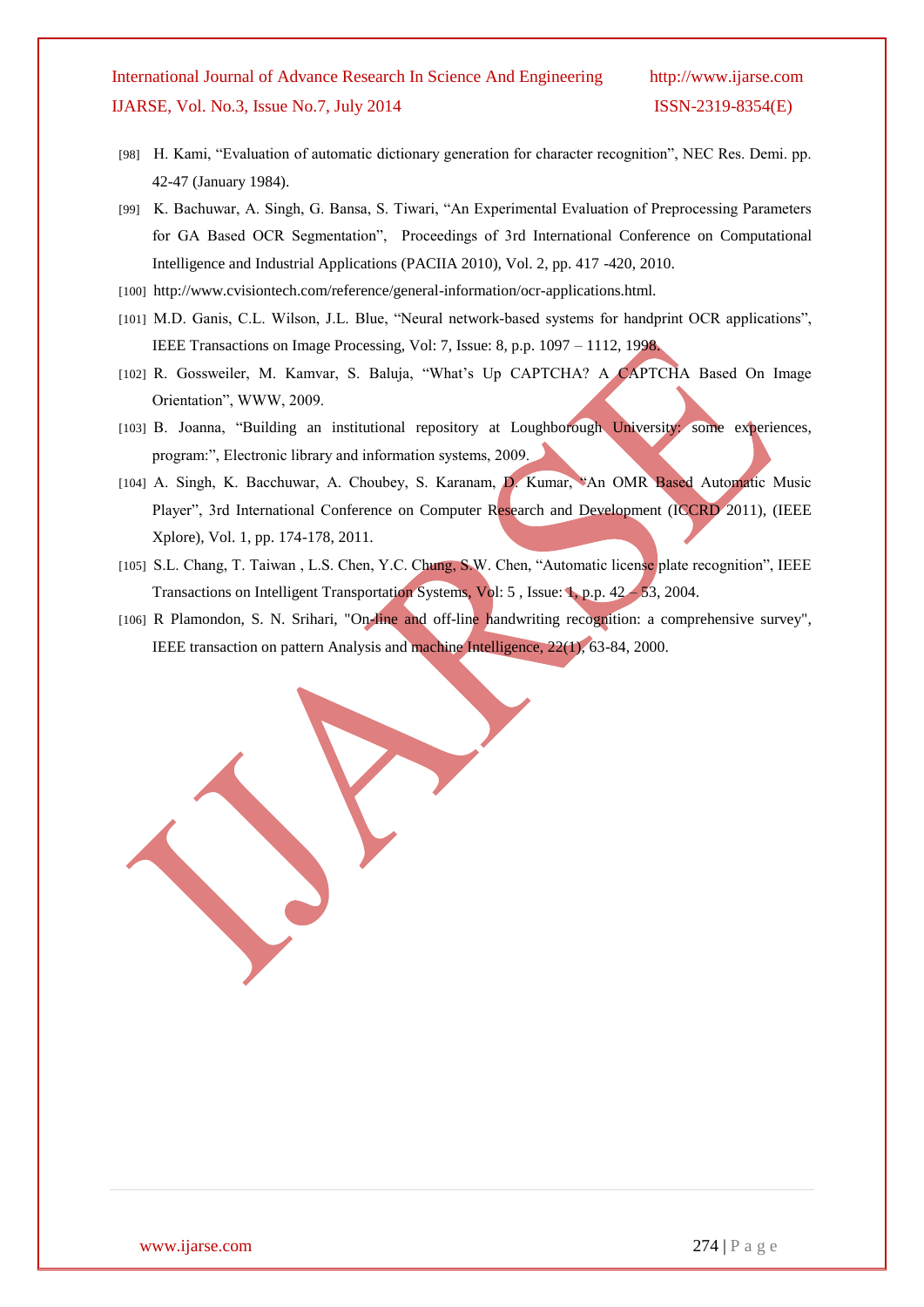[98] H. Kami, “Evaluation of automatic dictionary generation for character recognition”, NEC Res. Demi. pp. 42-47 (January 1984).

[99] K. Bachuwar, A. Singh, G. Bansa, S. Tiwari, “An Experimental Evaluation of Preprocessing Parameters for GA Based OCR Segmentation”, Proceedings of 3rd International Conference on Computational Intelligence and Industrial Applications (PACIIA 2010), Vol. 2, pp. 417 -420, 2010.

[100] http://www.cvisiontech.com/reference/general-information/ocr-applications.html.

[101] M.D. Ganis, C.L. Wilson, J.L. Blue, “Neural network-based systems for handprint OCR applications”, IEEE Transactions on Image Processing, Vol: 7, Issue: 8, p.p. 1097 – 1112, 1998.

[102] R. Gossweiler, M. Kamvar, S. Baluja, “What’s Up CAPTCHA? A CAPTCHA Based On Image Orientation”, WWW, 2009.

[103] B. Joanna, “Building an institutional repository at Loughborough University: some experiences, program:”, Electronic library and information systems, 2009.

[104] A. Singh, K. Bacchuwar, A. Choubey, S. Karanam, D. Kumar, “An OMR Based Automatic Music Player”, 3rd International Conference on Computer Research and Development (ICCRD 2011), (IEEE Xplore), Vol. 1, pp. 174-178, 2011.

[105] S.L. Chang, T. Taiwan , L.S. Chen, Y.C. Chung, S.W. Chen, “Automatic license plate recognition”, IEEE Transactions on Intelligent Transportation Systems, Vol: 5 , Issue: 1, p.p. 42 – 53, 2004.

[106] R Plamondon, S. N. Srihari, "On-line and off-line handwriting recognition: a comprehensive survey", IEEE transaction on pattern Analysis and machine Intelligence, 22(1), 63-84, 2000.